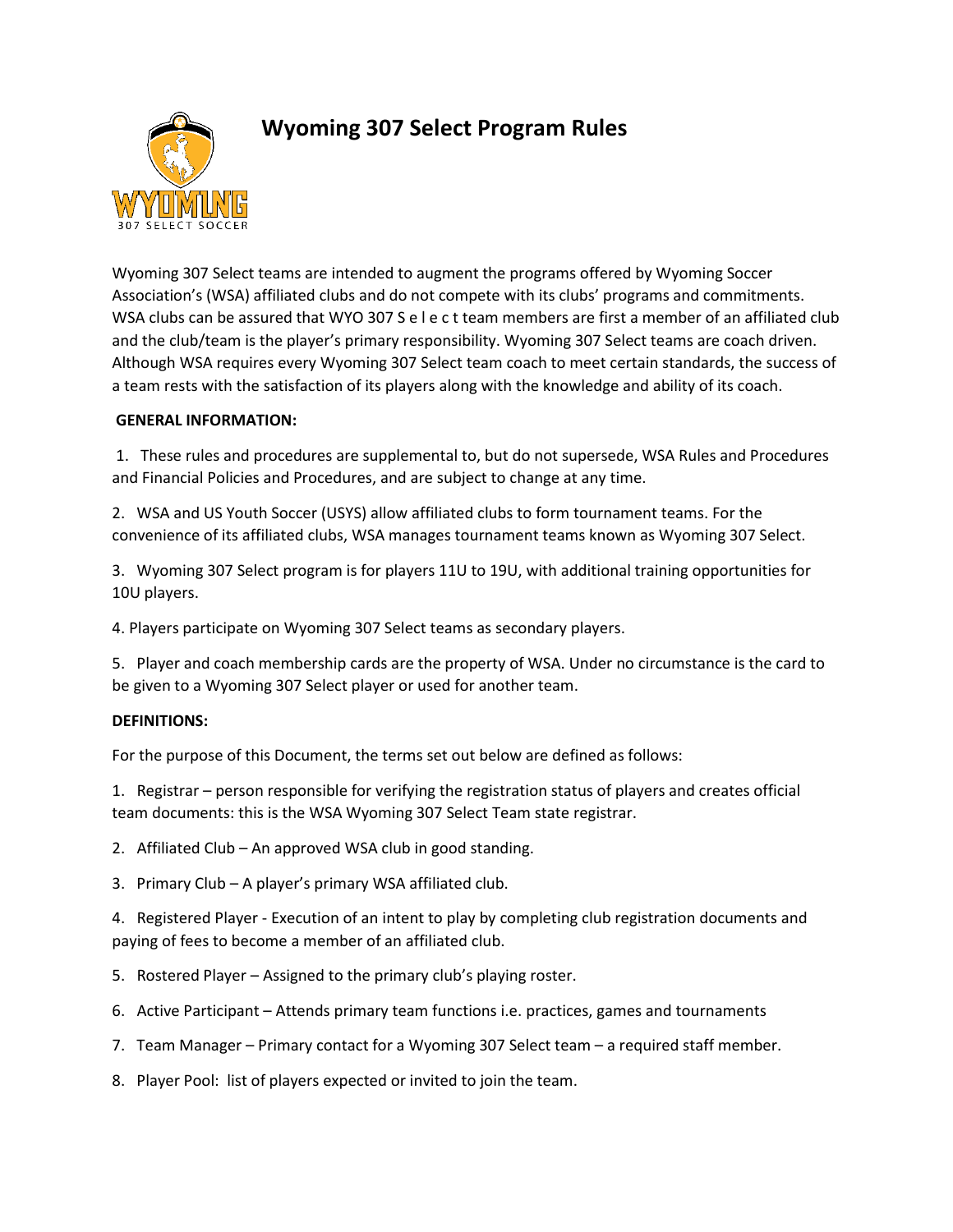# Wyoming 307 Select Program Rules

Wyoming 307 Select teams are intended to augment the programs offered by Wyoming Soccer Association's (WSA) affiliated clubs and do not compete with its clubs' programs and commitments. WSA clubs can be assured that WYO 307 S e l e c t team members are first a member of an affiliated club and the club/team is the player's primary responsibility. Wyoming 307 Select teams are coach driven. Although WSA requires every Wyoming 307 Select team coach to meet certain standards, the success of a team rests with the satisfaction of its players along with the knowledge and ability of its coach.

## GENERAL INFORMATION:

1. These rules and procedures are supplemental to, but do not supersede, WSA Rules and Procedures and Financial Policies and Procedures, and are subject to change at any time.

2. WSA and US Youth Soccer (USYS) allow affiliated clubs to form tournament teams. For the convenience of its affiliated clubs, WSA manages tournament teams known as Wyoming 307 Select.

3. Wyoming 307 Select program is for players 11U to 19U, with additional training opportunities for 10U players.

4. Players participate on Wyoming 307 Select teams as secondary players.

5. Player and coach membership cards are the property of WSA. Under no circumstance is the card to be given to a Wyoming 307 Select player or used for another team.

## DEFINITIONS:

For the purpose of this Document, the terms set out below are defined as follows:

1. Registrar – person responsible for verifying the registration status of players and creates official team documents: this is the WSA Wyoming 307 Select Team state registrar.

2. Affiliated Club – An approved WSA club in good standing.

3. Primary Club – A player's primary WSA affiliated club.

4. Registered Player - Execution of an intent to play by completing club registration documents and paying of fees to become a member of an affiliated club.

5. Rostered Player – Assigned to the primary club's playing roster.

6. Active Participant – Attends primary team functions i.e. practices, games and tournaments

7. Team Manager – Primary contact for a Wyoming 307 Select team – a required staff member.

8. Player Pool: list of players expected or invited to join the team.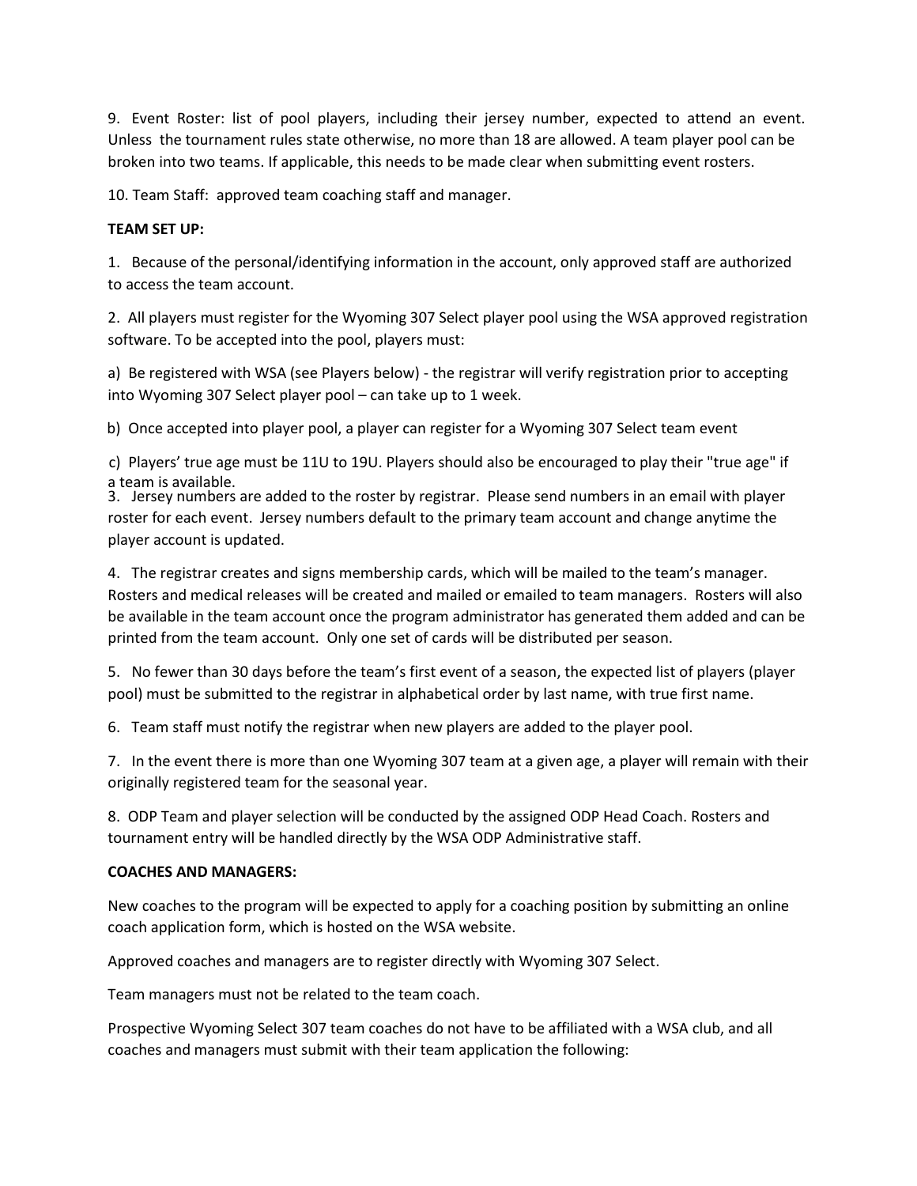9. Event Roster: list of pool players, including their jersey number, expected to attend an event. Unless the tournament rules state otherwise, no more than 18 are allowed. A team player pool can be broken into two teams. If applicable, this needs to be made clear when submitting event rosters.

10. Team Staff: approved team coaching staff and manager.

**TEAM SET UP:**

1. Because of the personal/identifying information in the account, only approved staff are authorized to access the team account.

2. All players must register for the Wyoming 307 Select player pool using the WSA approved registration software. To be accepted into the pool, players must:

a) Be registered with WSA (see Players below) - the registrar will verify registration prior to accepting into Wyoming 307 Select player pool – can take up to 1 week.

b) Once accepted into player pool, a player can register for a Wyoming 307 Select team event

c) Players' true age must be 11U to 19U. Players should also be encouraged to play their "true age" if a team is available.

3. Jersey numbers are added to the roster by registrar. Please send numbers in an email with player roster for each event. Jersey numbers default to the primary team account and change anytime the player account is updated.

4. The registrar creates and signs membership cards, which will be mailed to the team's manager. Rosters and medical releases will be created and mailed or emailed to team managers. Rosters will also be available in the team account once the program administrator has generated them added and can be printed from the team account. Only one set of cards will be distributed per season.

5. No fewer than 30 days before the team's first event of a season, the expected list of players (player pool) must be submitted to the registrar in alphabetical order by last name, with true first name.

6. Team staff must notify the registrar when new players are added to the player pool.

7. In the event there is more than one Wyoming 307 team at a given age, a player will remain with their originally registered team for the seasonal year.

8. ODP Team and player selection will be conducted by the assigned ODP Head Coach. Rosters and tournament entry will be handled directly by the WSA ODP Administrative staff.

**COACHES AND MANAGERS:**

New coaches to the program will be expected to apply for a coaching position by submitting an online coach application form, which is hosted on the WSA website.

Approved coaches and managers are to register directly with Wyoming 307 Select.

Team managers must not be related to the team coach.

Prospective Wyoming Select 307 team coaches do not have to be affiliated with a WSA club, and all coaches and managers must submit with their team application the following: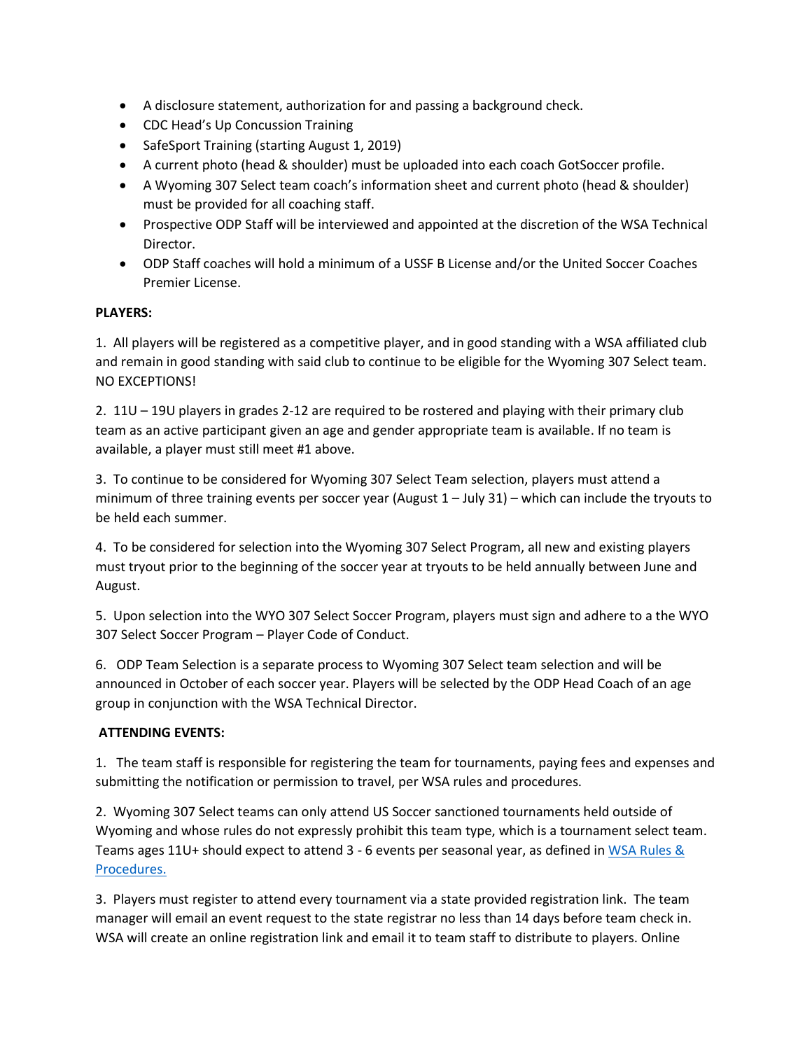- A disclosure statement, authorization for and passing a background check.
- CDC Head's Up Concussion Training
- SafeSport Training (starting August 1, 2019)
- A current photo (head & shoulder) must be uploaded into each coach GotSoccer profile.
- A Wyoming 307 Select team coach's information sheet and current photo (head & shoulder) must be provided for all coaching staff.
- Prospective ODP Staff will be interviewed and appointed at the discretion of the WSA Technical Director.
- ODP Staff coaches will hold a minimum of a USSF B License and/or the United Soccer Coaches Premier License.

**PLAYERS:**

1. All players will be registered as a competitive player, and in good standing with a WSA affiliated club and remain in good standing with said club to continue to be eligible for the Wyoming 307 Select team. NO EXCEPTIONS!

2. 11U – 19U players in grades 2-12 are required to be rostered and playing with their primary club team as an active participant given an age and gender appropriate team is available. If no team is available, a player must still meet #1 above.

3. To continue to be considered for Wyoming 307 Select Team selection, players must attend a minimum of three training events per soccer year (August 1 – July 31) – which can include the tryouts to be held each summer.

4. To be considered for selection into the Wyoming 307 Select Program, all new and existing players must tryout prior to the beginning of the soccer year at tryouts to be held annually between June and August.

5. Upon selection into the WYO 307 Select Soccer Program, players must sign and adhere to a the WYO 307 Select Soccer Program – Player Code of Conduct.

6. ODP Team Selection is a separate process to Wyoming 307 Select team selection and will be announced in October of each soccer year. Players will be selected by the ODP Head Coach of an age group in conjunction with the WSA Technical Director.

**ATTENDING EVENTS:**

1. The team staff is responsible for registering the team for tournaments, paying fees and expenses and submitting the notification or permission to travel, per WSA rules and procedures.

2. Wyoming 307 Select teams can only attend US Soccer sanctioned tournaments held outside of Wyoming and whose rules do not expressly prohibit this team type, which is a tournament select team. Teams ages 11U+ should expect to attend 3 - 6 events per seasonal year, as defined in [WSA Rules & Procedures.]()

3. Players must register to attend every tournament via a state provided registration link. The team manager will email an event request to the state registrar no less than 14 days before team check in. WSA will create an online registration link and email it to team staff to distribute to players. Online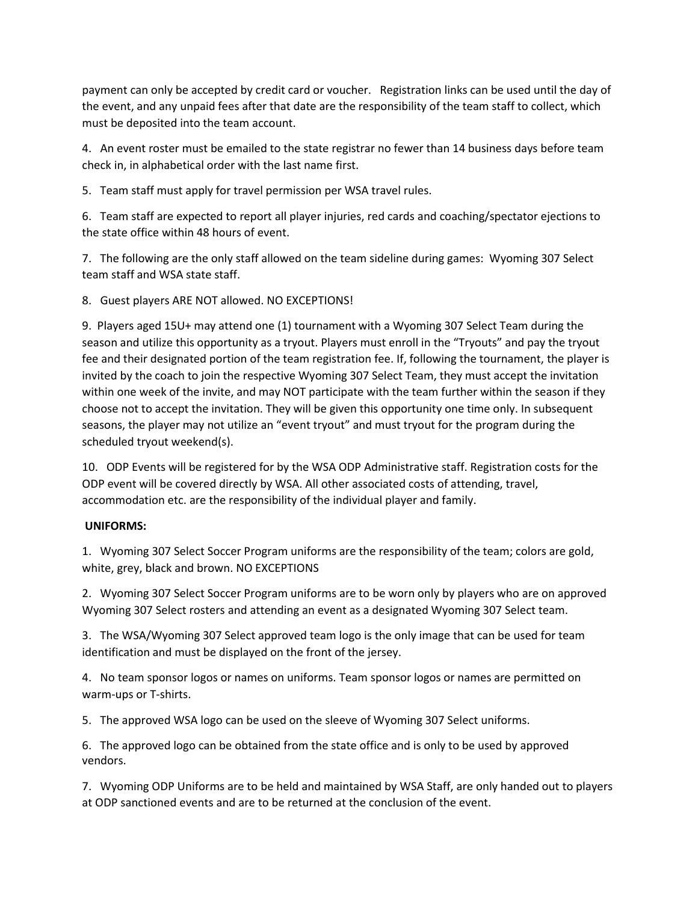payment can only be accepted by credit card or voucher. Registration links can be used until the day of the event, and any unpaid fees after that date are the responsibility of the team staff to collect, which must be deposited into the team account.

4. An event roster must be emailed to the state registrar no fewer than 14 business days before team check in, in alphabetical order with the last name first.

5. Team staff must apply for travel permission per WSA travel rules.

6. Team staff are expected to report all player injuries, red cards and coaching/spectator ejections to the state office within 48 hours of event.

7. The following are the only staff allowed on the team sideline during games: Wyoming 307 Select team staff and WSA state staff.

8. Guest players ARE NOT allowed. NO EXCEPTIONS!

9. Players aged 15U+ may attend one (1) tournament with a Wyoming 307 Select Team during the season and utilize this opportunity as a tryout. Players must enroll in the "Tryouts" and pay the tryout fee and their designated portion of the team registration fee. If, following the tournament, the player is invited by the coach to join the respective Wyoming 307 Select Team, they must accept the invitation within one week of the invite, and may NOT participate with the team further within the season if they choose not to accept the invitation. They will be given this opportunity one time only. In subsequent seasons, the player may not utilize an "event tryout" and must tryout for the program during the scheduled tryout weekend(s).

10. ODP Events will be registered for by the WSA ODP Administrative staff. Registration costs for the ODP event will be covered directly by WSA. All other associated costs of attending, travel, accommodation etc. are the responsibility of the individual player and family.

**UNIFORMS:**

1. Wyoming 307 Select Soccer Program uniforms are the responsibility of the team; colors are gold, white, grey, black and brown. NO EXCEPTIONS

2. Wyoming 307 Select Soccer Program uniforms are to be worn only by players who are on approved Wyoming 307 Select rosters and attending an event as a designated Wyoming 307 Select team.

3. The WSA/Wyoming 307 Select approved team logo is the only image that can be used for team identification and must be displayed on the front of the jersey.

4. No team sponsor logos or names on uniforms. Team sponsor logos or names are permitted on warm-ups or T-shirts.

5. The approved WSA logo can be used on the sleeve of Wyoming 307 Select uniforms.

6. The approved logo can be obtained from the state office and is only to be used by approved vendors.

7. Wyoming ODP Uniforms are to be held and maintained by WSA Staff, are only handed out to players at ODP sanctioned events and are to be returned at the conclusion of the event.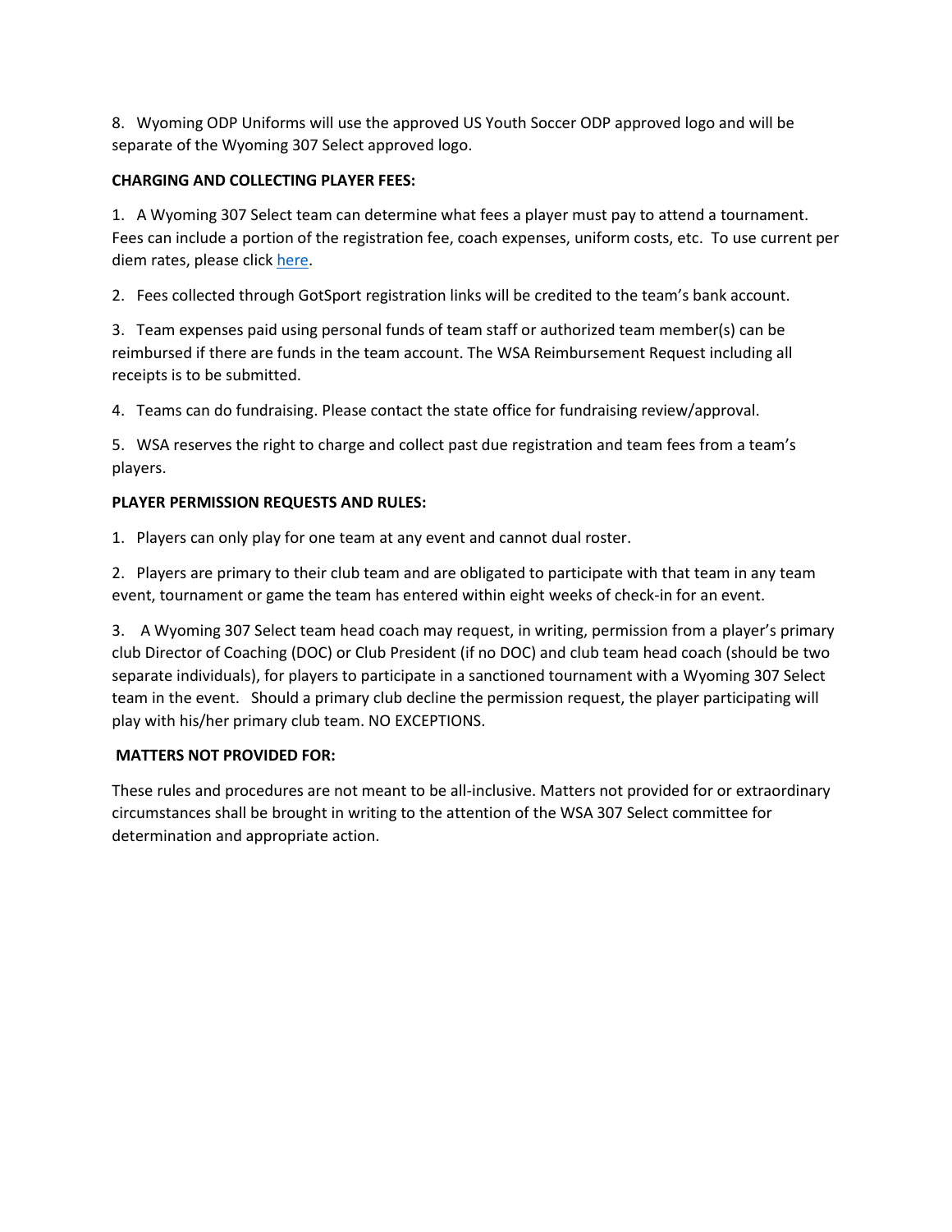8. Wyoming ODP Uniforms will use the approved US Youth Soccer ODP approved logo and will be separate of the Wyoming 307 Select approved logo.

**CHARGING AND COLLECTING PLAYER FEES:**

1. A Wyoming 307 Select team can determine what fees a player must pay to attend a tournament. Fees can include a portion of the registration fee, coach expenses, uniform costs, etc. To use current per diem rates, please click here.

2. Fees collected through GotSport registration links will be credited to the team's bank account.

3. Team expenses paid using personal funds of team staff or authorized team member(s) can be reimbursed if there are funds in the team account. The WSA Reimbursement Request including all receipts is to be submitted.

4. Teams can do fundraising. Please contact the state office for fundraising review/approval.

5. WSA reserves the right to charge and collect past due registration and team fees from a team's players.

**PLAYER PERMISSION REQUESTS AND RULES:**

1. Players can only play for one team at any event and cannot dual roster.

2. Players are primary to their club team and are obligated to participate with that team in any team event, tournament or game the team has entered within eight weeks of check-in for an event.

3. A Wyoming 307 Select team head coach may request, in writing, permission from a player's primary club Director of Coaching (DOC) or Club President (if no DOC) and club team head coach (should be two separate individuals), for players to participate in a sanctioned tournament with a Wyoming 307 Select team in the event. Should a primary club decline the permission request, the player participating will play with his/her primary club team. NO EXCEPTIONS.

**MATTERS NOT PROVIDED FOR:**

These rules and procedures are not meant to be all-inclusive. Matters not provided for or extraordinary circumstances shall be brought in writing to the attention of the WSA 307 Select committee for determination and appropriate action.